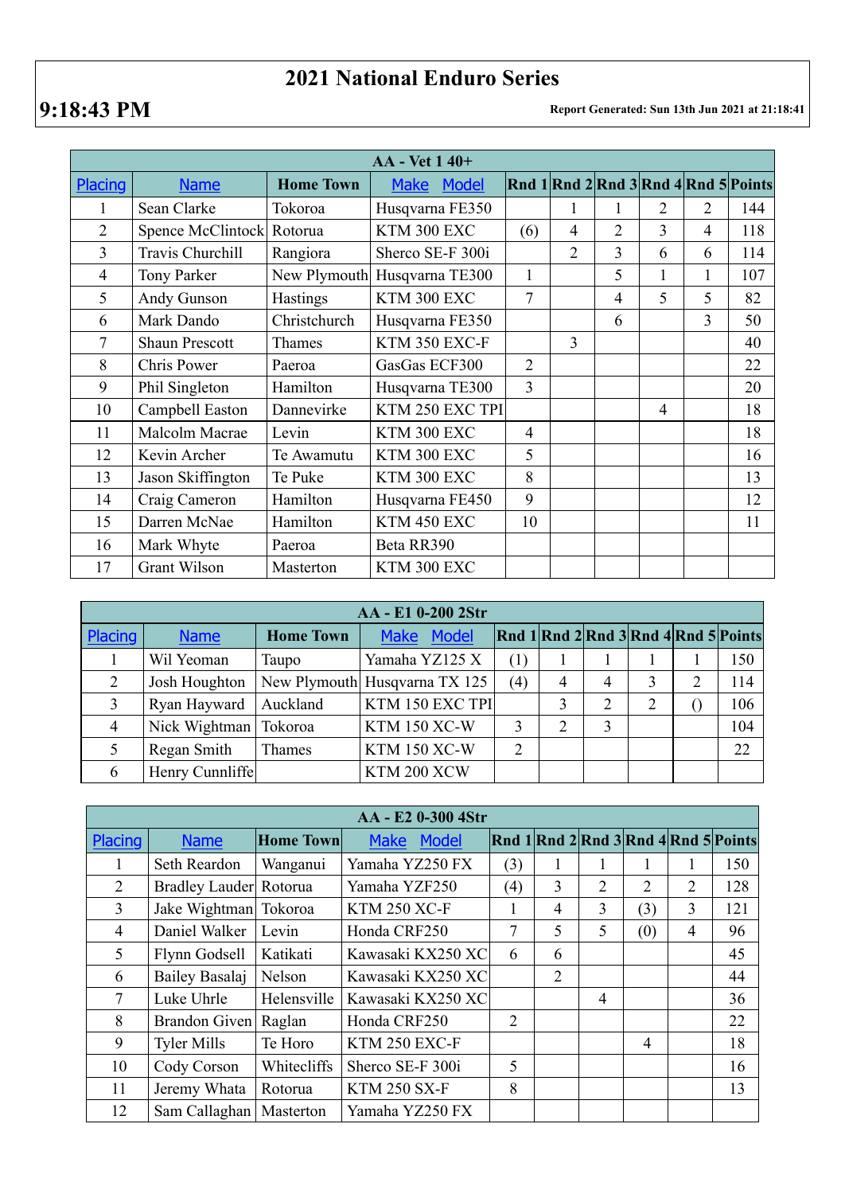# 2021 National Enduro Series

**9:18:43 PM** **Report Generated: Sun 13th Jun 2021 at 21:18:41**

| AA - Vet 1 40+ | | | | | | | | | |
|---|---|---|---|---|---|---|---|---|---|
| Placing | Name | Home Town | Make Model | Rnd 1 | Rnd 2 | Rnd 3 | Rnd 4 | Rnd 5 | Points |
| 1 | Sean Clarke | Tokoroa | Husqvarna FE350 | | 1 | 1 | 2 | 2 | 144 |
| 2 | Spence McClintock | Rotorua | KTM 300 EXC | (6) | 4 | 2 | 3 | 4 | 118 |
| 3 | Travis Churchill | Rangiora | Sherco SE-F 300i | | 2 | 3 | 6 | 6 | 114 |
| 4 | Tony Parker | New Plymouth | Husqvarna TE300 | 1 | | 5 | 1 | 1 | 107 |
| 5 | Andy Gunson | Hastings | KTM 300 EXC | 7 | | 4 | 5 | 5 | 82 |
| 6 | Mark Dando | Christchurch | Husqvarna FE350 | | | 6 | | 3 | 50 |
| 7 | Shaun Prescott | Thames | KTM 350 EXC-F | | 3 | | | | 40 |
| 8 | Chris Power | Paeroa | GasGas ECF300 | 2 | | | | | 22 |
| 9 | Phil Singleton | Hamilton | Husqvarna TE300 | 3 | | | | | 20 |
| 10 | Campbell Easton | Dannevirke | KTM 250 EXC TPI | | | | 4 | | 18 |
| 11 | Malcolm Macrae | Levin | KTM 300 EXC | 4 | | | | | 18 |
| 12 | Kevin Archer | Te Awamutu | KTM 300 EXC | 5 | | | | | 16 |
| 13 | Jason Skiffington | Te Puke | KTM 300 EXC | 8 | | | | | 13 |
| 14 | Craig Cameron | Hamilton | Husqvarna FE450 | 9 | | | | | 12 |
| 15 | Darren McNae | Hamilton | KTM 450 EXC | 10 | | | | | 11 |
| 16 | Mark Whyte | Paeroa | Beta RR390 | | | | | | |
| 17 | Grant Wilson | Masterton | KTM 300 EXC | | | | | | |

| AA - E1 0-200 2Str | | | | | | | | | |
|---|---|---|---|---|---|---|---|---|---|
| Placing | Name | Home Town | Make Model | Rnd 1 | Rnd 2 | Rnd 3 | Rnd 4 | Rnd 5 | Points |
| 1 | Wil Yeoman | Taupo | Yamaha YZ125 X | (1) | 1 | 1 | 1 | 1 | 150 |
| 2 | Josh Houghton | New Plymouth | Husqvarna TX 125 | (4) | 4 | 4 | 3 | 2 | 114 |
| 3 | Ryan Hayward | Auckland | KTM 150 EXC TPI | | 3 | 2 | 2 | () | 106 |
| 4 | Nick Wightman | Tokoroa | KTM 150 XC-W | 3 | 2 | 3 | | | 104 |
| 5 | Regan Smith | Thames | KTM 150 XC-W | 2 | | | | | 22 |
| 6 | Henry Cunnliffe | | KTM 200 XCW | | | | | | |

| AA - E2 0-300 4Str | | | | | | | | | |
|---|---|---|---|---|---|---|---|---|---|
| Placing | Name | Home Town | Make Model | Rnd 1 | Rnd 2 | Rnd 3 | Rnd 4 | Rnd 5 | Points |
| 1 | Seth Reardon | Wanganui | Yamaha YZ250 FX | (3) | 1 | 1 | 1 | 1 | 150 |
| 2 | Bradley Lauder | Rotorua | Yamaha YZF250 | (4) | 3 | 2 | 2 | 2 | 128 |
| 3 | Jake Wightman | Tokoroa | KTM 250 XC-F | 1 | 4 | 3 | (3) | 3 | 121 |
| 4 | Daniel Walker | Levin | Honda CRF250 | 7 | 5 | 5 | (0) | 4 | 96 |
| 5 | Flynn Godsell | Katikati | Kawasaki KX250 XC | 6 | 6 | | | | 45 |
| 6 | Bailey Basalaj | Nelson | Kawasaki KX250 XC | | 2 | | | | 44 |
| 7 | Luke Uhrle | Helensville | Kawasaki KX250 XC | | | 4 | | | 36 |
| 8 | Brandon Given | Raglan | Honda CRF250 | 2 | | | | | 22 |
| 9 | Tyler Mills | Te Horo | KTM 250 EXC-F | | | | 4 | | 18 |
| 10 | Cody Corson | Whitecliffs | Sherco SE-F 300i | 5 | | | | | 16 |
| 11 | Jeremy Whata | Rotorua | KTM 250 SX-F | 8 | | | | | 13 |
| 12 | Sam Callaghan | Masterton | Yamaha YZ250 FX | | | | | | |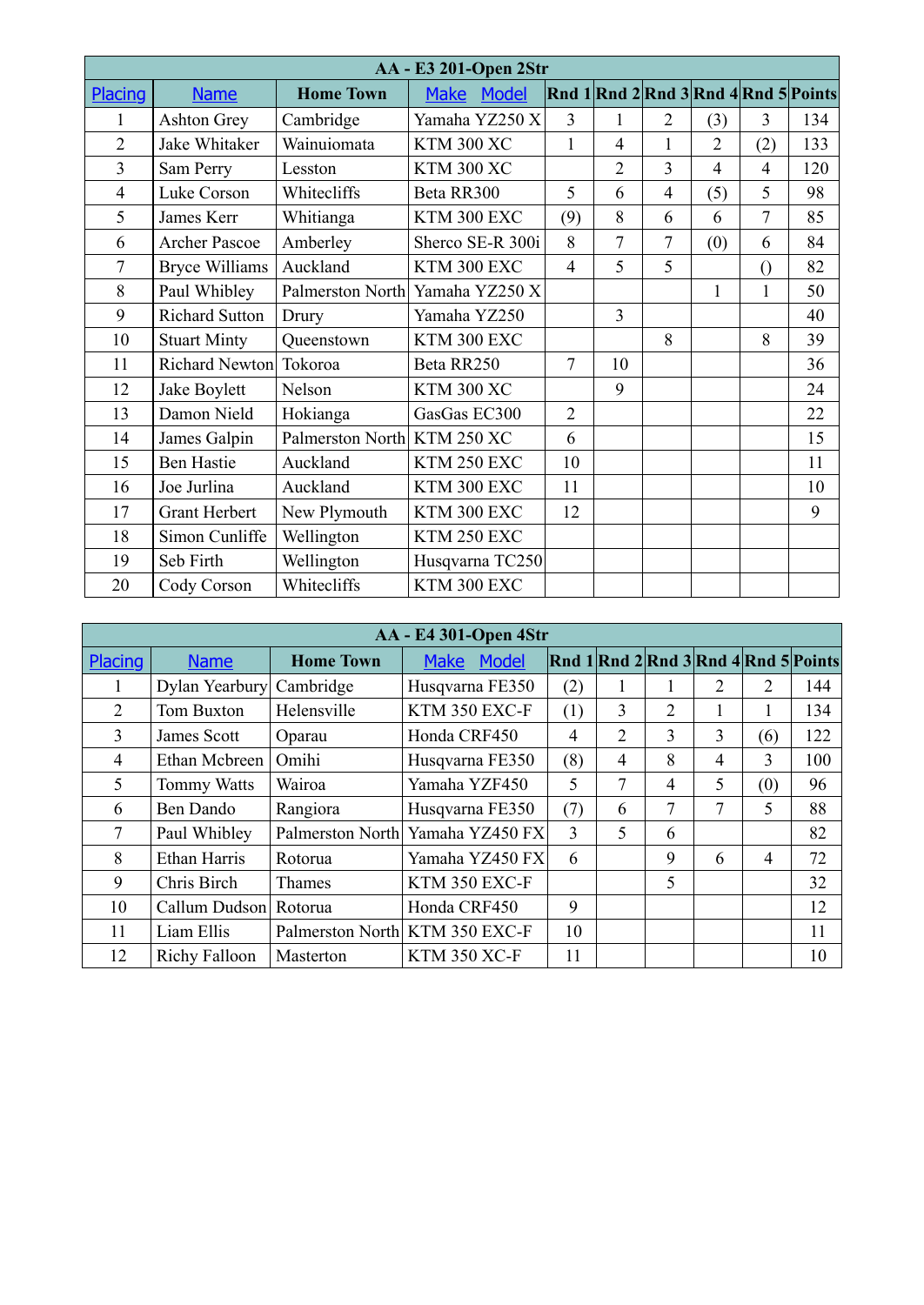| AA - E3 201-Open 2Str | | | | | | | | | |
|---|---|---|---|---|---|---|---|---|---|
| Placing | Name | Home Town | Make Model | Rnd 1 | Rnd 2 | Rnd 3 | Rnd 4 | Rnd 5 | Points |
| 1 | Ashton Grey | Cambridge | Yamaha YZ250 X | 3 | 1 | 2 | (3) | 3 | 134 |
| 2 | Jake Whitaker | Wainuiomata | KTM 300 XC | 1 | 4 | 1 | 2 | (2) | 133 |
| 3 | Sam Perry | Lesston | KTM 300 XC | | 2 | 3 | 4 | 4 | 120 |
| 4 | Luke Corson | Whitecliffs | Beta RR300 | 5 | 6 | 4 | (5) | 5 | 98 |
| 5 | James Kerr | Whitianga | KTM 300 EXC | (9) | 8 | 6 | 6 | 7 | 85 |
| 6 | Archer Pascoe | Amberley | Sherco SE-R 300i | 8 | 7 | 7 | (0) | 6 | 84 |
| 7 | Bryce Williams | Auckland | KTM 300 EXC | 4 | 5 | 5 | | () | 82 |
| 8 | Paul Whibley | Palmerston North | Yamaha YZ250 X | | | | 1 | 1 | 50 |
| 9 | Richard Sutton | Drury | Yamaha YZ250 | | 3 | | | | 40 |
| 10 | Stuart Minty | Queenstown | KTM 300 EXC | | | 8 | | 8 | 39 |
| 11 | Richard Newton | Tokoroa | Beta RR250 | 7 | 10 | | | | 36 |
| 12 | Jake Boylett | Nelson | KTM 300 XC | | 9 | | | | 24 |
| 13 | Damon Nield | Hokianga | GasGas EC300 | 2 | | | | | 22 |
| 14 | James Galpin | Palmerston North | KTM 250 XC | 6 | | | | | 15 |
| 15 | Ben Hastie | Auckland | KTM 250 EXC | 10 | | | | | 11 |
| 16 | Joe Jurlina | Auckland | KTM 300 EXC | 11 | | | | | 10 |
| 17 | Grant Herbert | New Plymouth | KTM 300 EXC | 12 | | | | | 9 |
| 18 | Simon Cunliffe | Wellington | KTM 250 EXC | | | | | | |
| 19 | Seb Firth | Wellington | Husqvarna TC250 | | | | | | |
| 20 | Cody Corson | Whitecliffs | KTM 300 EXC | | | | | | |

| AA - E4 301-Open 4Str | | | | | | | | | |
|---|---|---|---|---|---|---|---|---|---|
| Placing | Name | Home Town | Make Model | Rnd 1 | Rnd 2 | Rnd 3 | Rnd 4 | Rnd 5 | Points |
| 1 | Dylan Yearbury | Cambridge | Husqvarna FE350 | (2) | 1 | 1 | 2 | 2 | 144 |
| 2 | Tom Buxton | Helensville | KTM 350 EXC-F | (1) | 3 | 2 | 1 | 1 | 134 |
| 3 | James Scott | Oparau | Honda CRF450 | 4 | 2 | 3 | 3 | (6) | 122 |
| 4 | Ethan Mcbreen | Omihi | Husqvarna FE350 | (8) | 4 | 8 | 4 | 3 | 100 |
| 5 | Tommy Watts | Wairoa | Yamaha YZF450 | 5 | 7 | 4 | 5 | (0) | 96 |
| 6 | Ben Dando | Rangiora | Husqvarna FE350 | (7) | 6 | 7 | 7 | 5 | 88 |
| 7 | Paul Whibley | Palmerston North | Yamaha YZ450 FX | 3 | 5 | 6 | | | 82 |
| 8 | Ethan Harris | Rotorua | Yamaha YZ450 FX | 6 | | 9 | 6 | 4 | 72 |
| 9 | Chris Birch | Thames | KTM 350 EXC-F | | | 5 | | | 32 |
| 10 | Callum Dudson | Rotorua | Honda CRF450 | 9 | | | | | 12 |
| 11 | Liam Ellis | Palmerston North | KTM 350 EXC-F | 10 | | | | | 11 |
| 12 | Richy Falloon | Masterton | KTM 350 XC-F | 11 | | | | | 10 |